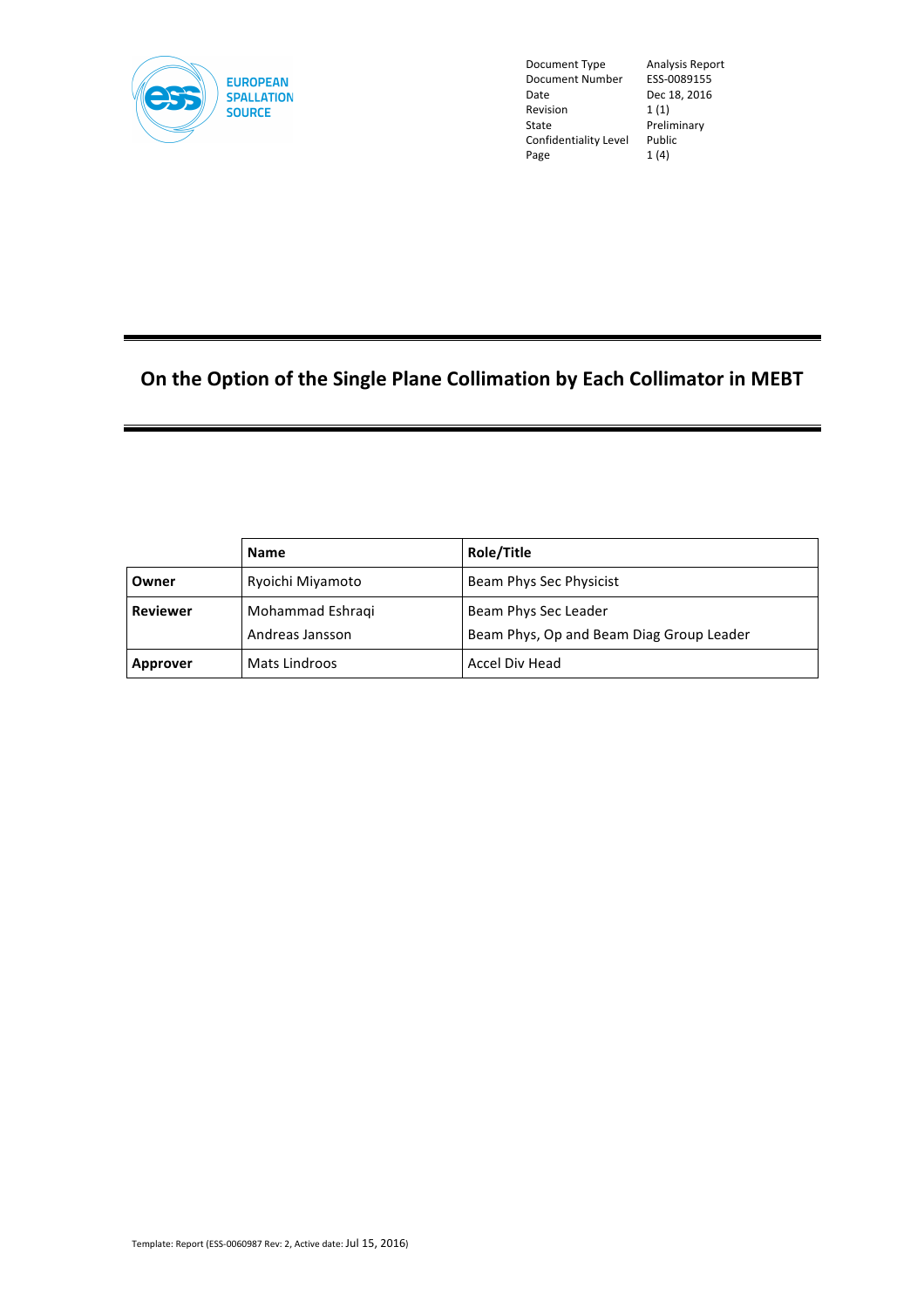| | |
|---|---|
| Document Type | Analysis Report |
| Document Number | ESS-0089155 |
| Date | Dec 18, 2016 |
| Revision | 1 (1) |
| State | Preliminary |
| Confidentiality Level | Public |

# On the Option of the Single Plane Collimation by Each Collimator in MEBT

| | Name | Role/Title |
|---|---|---|
| **Owner** | Ryoichi Miyamoto | Beam Phys Sec Physicist |
| **Reviewer** | Mohammad Eshraqi<br>Andreas Jansson | Beam Phys Sec Leader<br>Beam Phys, Op and Beam Diag Group Leader |
| **Approver** | Mats Lindroos | Accel Div Head |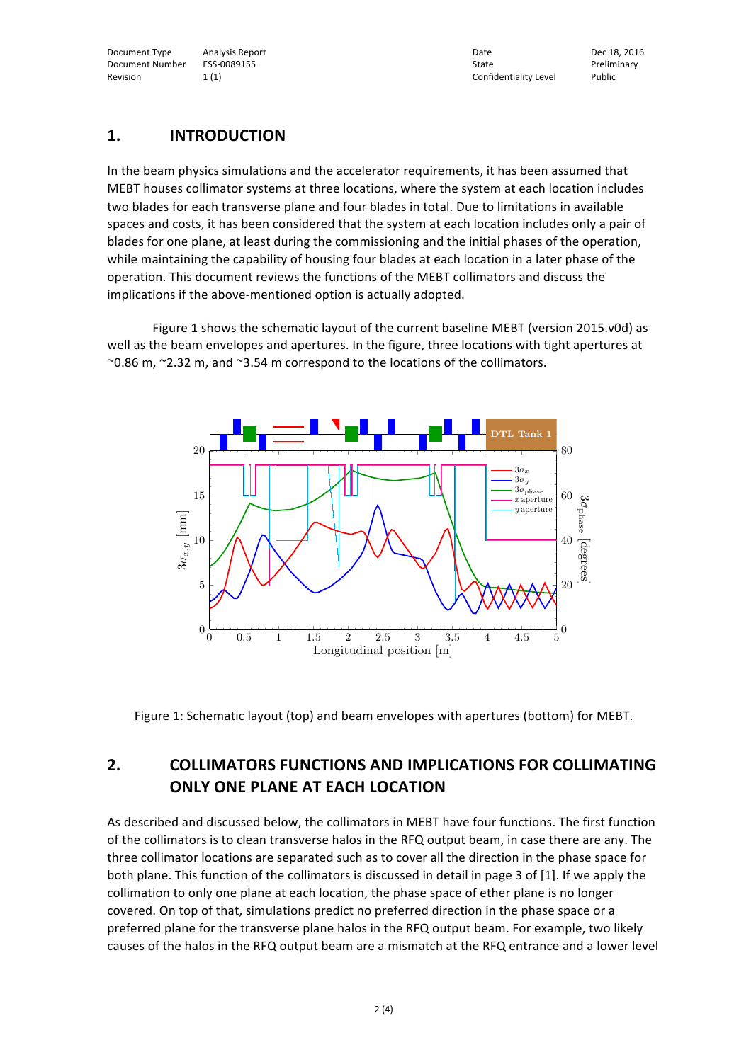## 1. INTRODUCTION

In the beam physics simulations and the accelerator requirements, it has been assumed that MEBT houses collimator systems at three locations, where the system at each location includes two blades for each transverse plane and four blades in total. Due to limitations in available spaces and costs, it has been considered that the system at each location includes only a pair of blades for one plane, at least during the commissioning and the initial phases of the operation, while maintaining the capability of housing four blades at each location in a later phase of the operation. This document reviews the functions of the MEBT collimators and discuss the implications if the above-mentioned option is actually adopted.

Figure 1 shows the schematic layout of the current baseline MEBT (version 2015.v0d) as well as the beam envelopes and apertures. In the figure, three locations with tight apertures at ~0.86 m, ~2.32 m, and ~3.54 m correspond to the locations of the collimators.

Figure 1: Schematic layout (top) and beam envelopes with apertures (bottom) for MEBT.

## 2. COLLIMATORS FUNCTIONS AND IMPLICATIONS FOR COLLIMATING ONLY ONE PLANE AT EACH LOCATION

As described and discussed below, the collimators in MEBT have four functions. The first function of the collimators is to clean transverse halos in the RFQ output beam, in case there are any. The three collimator locations are separated such as to cover all the direction in the phase space for both plane. This function of the collimators is discussed in detail in page 3 of [1]. If we apply the collimation to only one plane at each location, the phase space of ether plane is no longer covered. On top of that, simulations predict no preferred direction in the phase space or a preferred plane for the transverse plane halos in the RFQ output beam. For example, two likely causes of the halos in the RFQ output beam are a mismatch at the RFQ entrance and a lower level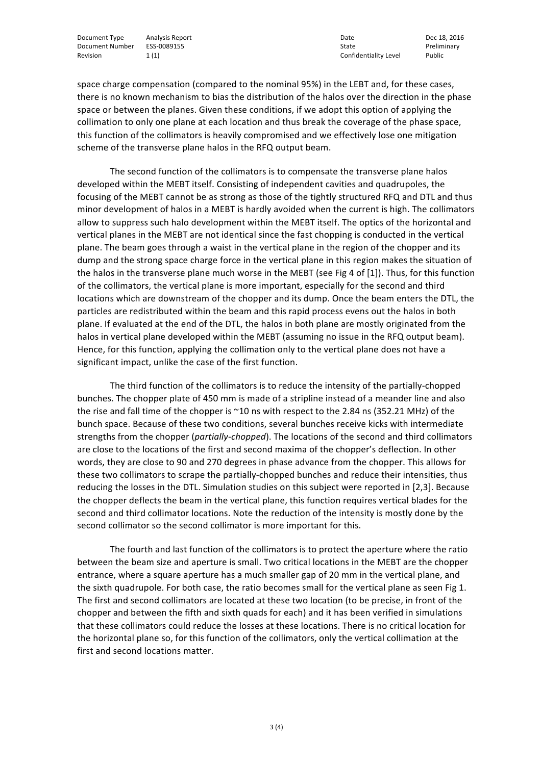space charge compensation (compared to the nominal 95%) in the LEBT and, for these cases, there is no known mechanism to bias the distribution of the halos over the direction in the phase space or between the planes. Given these conditions, if we adopt this option of applying the collimation to only one plane at each location and thus break the coverage of the phase space, this function of the collimators is heavily compromised and we effectively lose one mitigation scheme of the transverse plane halos in the RFQ output beam.

The second function of the collimators is to compensate the transverse plane halos developed within the MEBT itself. Consisting of independent cavities and quadrupoles, the focusing of the MEBT cannot be as strong as those of the tightly structured RFQ and DTL and thus minor development of halos in a MEBT is hardly avoided when the current is high. The collimators allow to suppress such halo development within the MEBT itself. The optics of the horizontal and vertical planes in the MEBT are not identical since the fast chopping is conducted in the vertical plane. The beam goes through a waist in the vertical plane in the region of the chopper and its dump and the strong space charge force in the vertical plane in this region makes the situation of the halos in the transverse plane much worse in the MEBT (see Fig 4 of [1]). Thus, for this function of the collimators, the vertical plane is more important, especially for the second and third locations which are downstream of the chopper and its dump. Once the beam enters the DTL, the particles are redistributed within the beam and this rapid process evens out the halos in both plane. If evaluated at the end of the DTL, the halos in both plane are mostly originated from the halos in vertical plane developed within the MEBT (assuming no issue in the RFQ output beam). Hence, for this function, applying the collimation only to the vertical plane does not have a significant impact, unlike the case of the first function.

The third function of the collimators is to reduce the intensity of the partially-chopped bunches. The chopper plate of 450 mm is made of a stripline instead of a meander line and also the rise and fall time of the chopper is ~10 ns with respect to the 2.84 ns (352.21 MHz) of the bunch space. Because of these two conditions, several bunches receive kicks with intermediate strengths from the chopper (*partially-chopped*). The locations of the second and third collimators are close to the locations of the first and second maxima of the chopper's deflection. In other words, they are close to 90 and 270 degrees in phase advance from the chopper. This allows for these two collimators to scrape the partially-chopped bunches and reduce their intensities, thus reducing the losses in the DTL. Simulation studies on this subject were reported in [2,3]. Because the chopper deflects the beam in the vertical plane, this function requires vertical blades for the second and third collimator locations. Note the reduction of the intensity is mostly done by the second collimator so the second collimator is more important for this.

The fourth and last function of the collimators is to protect the aperture where the ratio between the beam size and aperture is small. Two critical locations in the MEBT are the chopper entrance, where a square aperture has a much smaller gap of 20 mm in the vertical plane, and the sixth quadrupole. For both case, the ratio becomes small for the vertical plane as seen Fig 1. The first and second collimators are located at these two location (to be precise, in front of the chopper and between the fifth and sixth quads for each) and it has been verified in simulations that these collimators could reduce the losses at these locations. There is no critical location for the horizontal plane so, for this function of the collimators, only the vertical collimation at the first and second locations matter.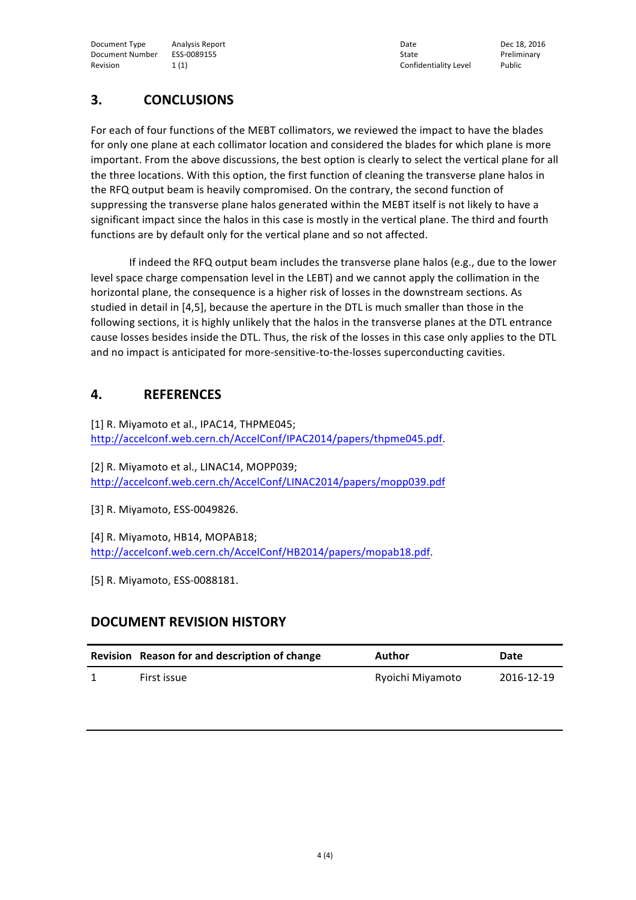## 3. CONCLUSIONS

For each of four functions of the MEBT collimators, we reviewed the impact to have the blades for only one plane at each collimator location and considered the blades for which plane is more important. From the above discussions, the best option is clearly to select the vertical plane for all the three locations. With this option, the first function of cleaning the transverse plane halos in the RFQ output beam is heavily compromised. On the contrary, the second function of suppressing the transverse plane halos generated within the MEBT itself is not likely to have a significant impact since the halos in this case is mostly in the vertical plane. The third and fourth functions are by default only for the vertical plane and so not affected.

If indeed the RFQ output beam includes the transverse plane halos (e.g., due to the lower level space charge compensation level in the LEBT) and we cannot apply the collimation in the horizontal plane, the consequence is a higher risk of losses in the downstream sections. As studied in detail in [4,5], because the aperture in the DTL is much smaller than those in the following sections, it is highly unlikely that the halos in the transverse planes at the DTL entrance cause losses besides inside the DTL. Thus, the risk of the losses in this case only applies to the DTL and no impact is anticipated for more-sensitive-to-the-losses superconducting cavities.

## 4. REFERENCES

[1] R. Miyamoto et al., IPAC14, THPME045; http://accelconf.web.cern.ch/AccelConf/IPAC2014/papers/thpme045.pdf.

[2] R. Miyamoto et al., LINAC14, MOPP039; http://accelconf.web.cern.ch/AccelConf/LINAC2014/papers/mopp039.pdf

[3] R. Miyamoto, ESS-0049826.

[4] R. Miyamoto, HB14, MOPAB18; http://accelconf.web.cern.ch/AccelConf/HB2014/papers/mopab18.pdf.

[5] R. Miyamoto, ESS-0088181.

## DOCUMENT REVISION HISTORY

| Revision | Reason for and description of change | Author | Date |
|---|---|---|---|
| 1 | First issue | Ryoichi Miyamoto | 2016-12-19 |